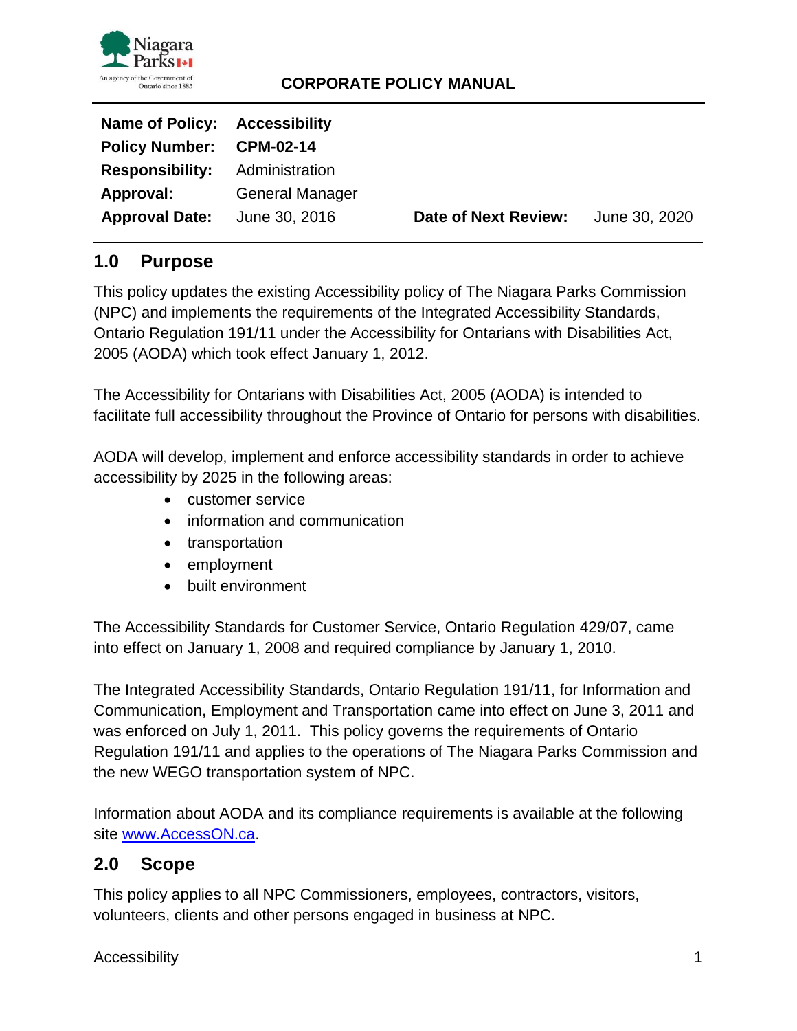**CORPORATE POLICY MANUAL**

| | | | |
|---|---|---|---|
| **Name of Policy:** | **Accessibility** | | |
| **Policy Number:** | **CPM-02-14** | | |
| **Responsibility:** | Administration | | |
| **Approval:** | General Manager | | |
| **Approval Date:** | June 30, 2016 | **Date of Next Review:** | June 30, 2020 |

## 1.0 Purpose

This policy updates the existing Accessibility policy of The Niagara Parks Commission (NPC) and implements the requirements of the Integrated Accessibility Standards, Ontario Regulation 191/11 under the Accessibility for Ontarians with Disabilities Act, 2005 (AODA) which took effect January 1, 2012.

The Accessibility for Ontarians with Disabilities Act, 2005 (AODA) is intended to facilitate full accessibility throughout the Province of Ontario for persons with disabilities.

AODA will develop, implement and enforce accessibility standards in order to achieve accessibility by 2025 in the following areas:

- customer service
- information and communication
- transportation
- employment
- built environment

The Accessibility Standards for Customer Service, Ontario Regulation 429/07, came into effect on January 1, 2008 and required compliance by January 1, 2010.

The Integrated Accessibility Standards, Ontario Regulation 191/11, for Information and Communication, Employment and Transportation came into effect on June 3, 2011 and was enforced on July 1, 2011. This policy governs the requirements of Ontario Regulation 191/11 and applies to the operations of The Niagara Parks Commission and the new WEGO transportation system of NPC.

Information about AODA and its compliance requirements is available at the following site [www.AccessON.ca](http://www.AccessON.ca).

## 2.0 Scope

This policy applies to all NPC Commissioners, employees, contractors, visitors, volunteers, clients and other persons engaged in business at NPC.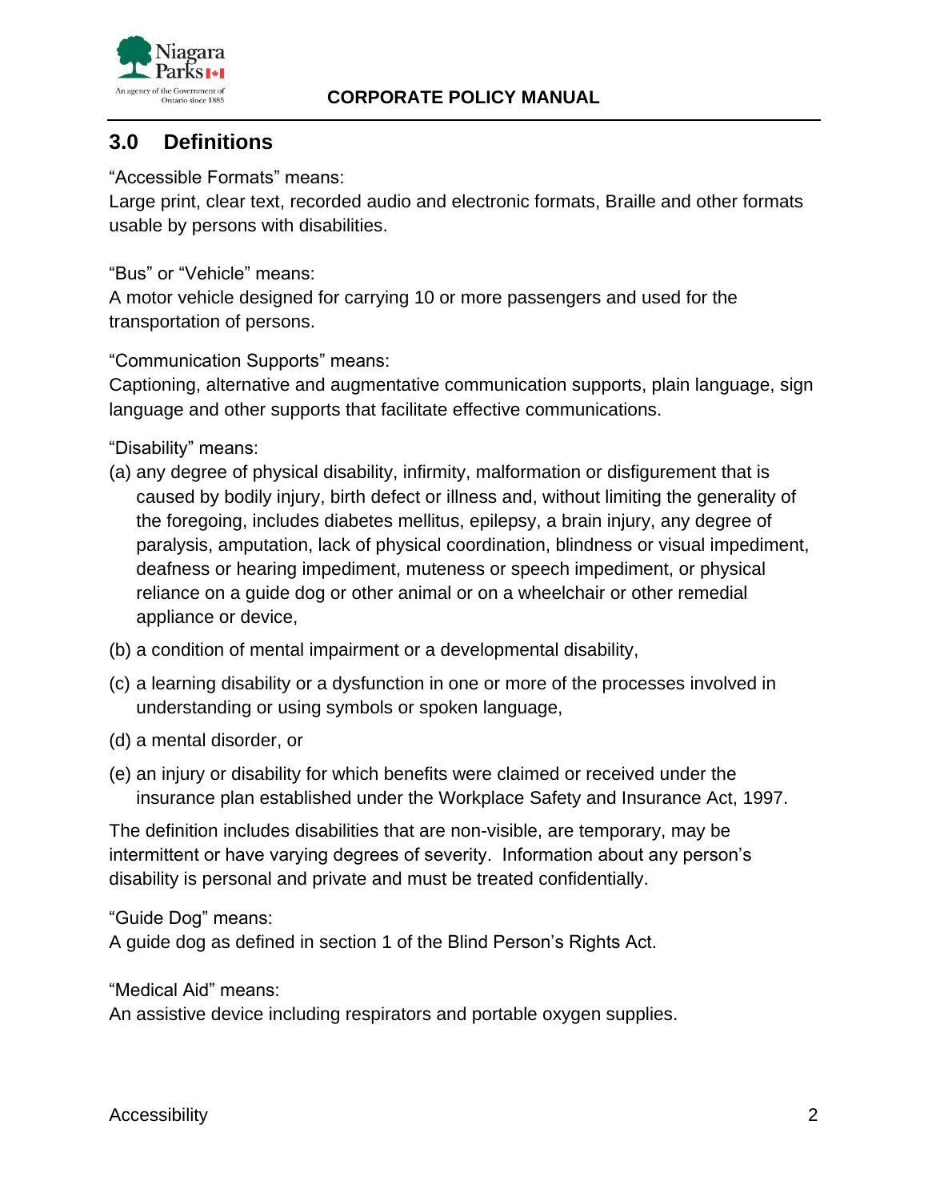## 3.0 Definitions

"Accessible Formats" means:
Large print, clear text, recorded audio and electronic formats, Braille and other formats usable by persons with disabilities.

"Bus" or "Vehicle" means:
A motor vehicle designed for carrying 10 or more passengers and used for the transportation of persons.

"Communication Supports" means:
Captioning, alternative and augmentative communication supports, plain language, sign language and other supports that facilitate effective communications.

"Disability" means:

(a) any degree of physical disability, infirmity, malformation or disfigurement that is caused by bodily injury, birth defect or illness and, without limiting the generality of the foregoing, includes diabetes mellitus, epilepsy, a brain injury, any degree of paralysis, amputation, lack of physical coordination, blindness or visual impediment, deafness or hearing impediment, muteness or speech impediment, or physical reliance on a guide dog or other animal or on a wheelchair or other remedial appliance or device,

(b) a condition of mental impairment or a developmental disability,

(c) a learning disability or a dysfunction in one or more of the processes involved in understanding or using symbols or spoken language,

(d) a mental disorder, or

(e) an injury or disability for which benefits were claimed or received under the insurance plan established under the Workplace Safety and Insurance Act, 1997.

The definition includes disabilities that are non-visible, are temporary, may be intermittent or have varying degrees of severity. Information about any person's disability is personal and private and must be treated confidentially.

"Guide Dog" means:
A guide dog as defined in section 1 of the Blind Person's Rights Act.

"Medical Aid" means:
An assistive device including respirators and portable oxygen supplies.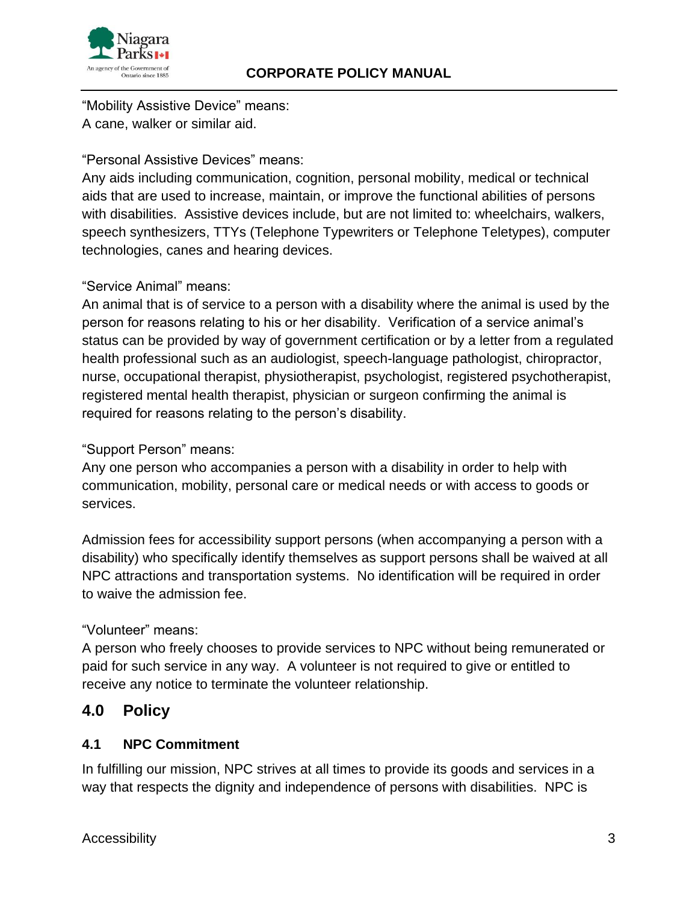"Mobility Assistive Device" means:
A cane, walker or similar aid.

"Personal Assistive Devices" means:
Any aids including communication, cognition, personal mobility, medical or technical aids that are used to increase, maintain, or improve the functional abilities of persons with disabilities. Assistive devices include, but are not limited to: wheelchairs, walkers, speech synthesizers, TTYs (Telephone Typewriters or Telephone Teletypes), computer technologies, canes and hearing devices.

"Service Animal" means:
An animal that is of service to a person with a disability where the animal is used by the person for reasons relating to his or her disability. Verification of a service animal's status can be provided by way of government certification or by a letter from a regulated health professional such as an audiologist, speech-language pathologist, chiropractor, nurse, occupational therapist, physiotherapist, psychologist, registered psychotherapist, registered mental health therapist, physician or surgeon confirming the animal is required for reasons relating to the person's disability.

"Support Person" means:
Any one person who accompanies a person with a disability in order to help with communication, mobility, personal care or medical needs or with access to goods or services.

Admission fees for accessibility support persons (when accompanying a person with a disability) who specifically identify themselves as support persons shall be waived at all NPC attractions and transportation systems. No identification will be required in order to waive the admission fee.

"Volunteer" means:
A person who freely chooses to provide services to NPC without being remunerated or paid for such service in any way. A volunteer is not required to give or entitled to receive any notice to terminate the volunteer relationship.

## 4.0 Policy

### 4.1 NPC Commitment

In fulfilling our mission, NPC strives at all times to provide its goods and services in a way that respects the dignity and independence of persons with disabilities. NPC is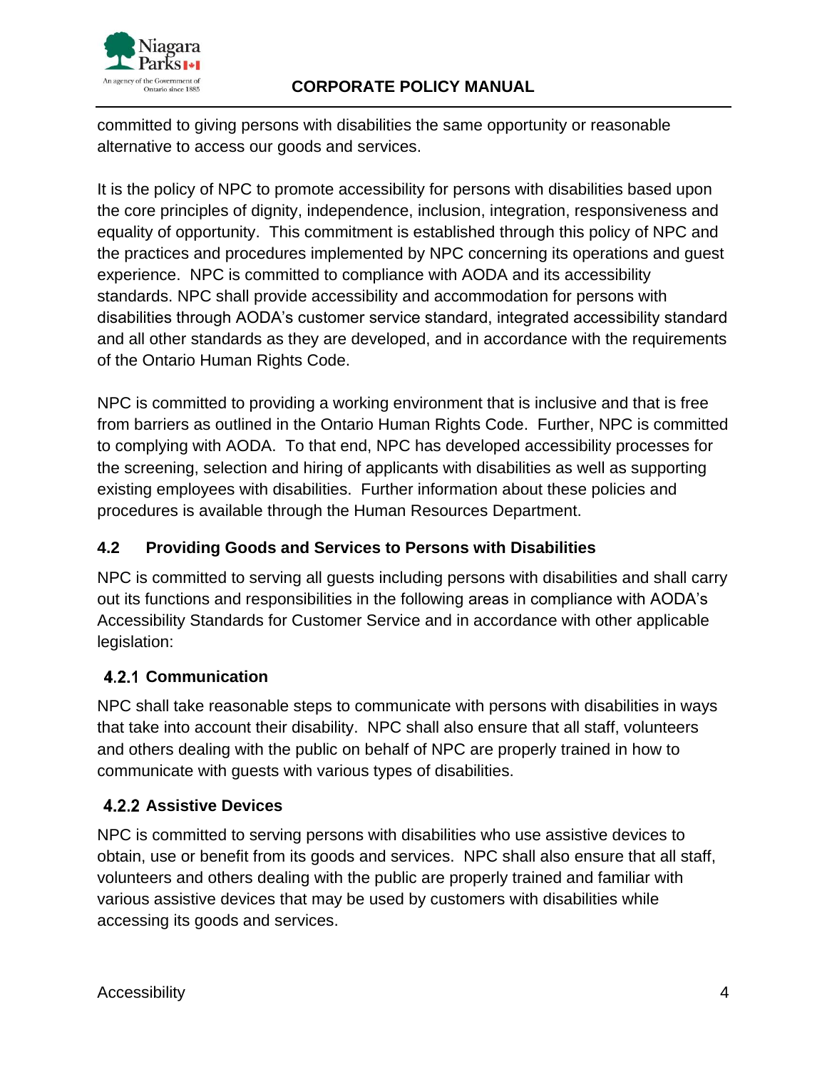committed to giving persons with disabilities the same opportunity or reasonable alternative to access our goods and services.

It is the policy of NPC to promote accessibility for persons with disabilities based upon the core principles of dignity, independence, inclusion, integration, responsiveness and equality of opportunity. This commitment is established through this policy of NPC and the practices and procedures implemented by NPC concerning its operations and guest experience. NPC is committed to compliance with AODA and its accessibility standards. NPC shall provide accessibility and accommodation for persons with disabilities through AODA's customer service standard, integrated accessibility standard and all other standards as they are developed, and in accordance with the requirements of the Ontario Human Rights Code.

NPC is committed to providing a working environment that is inclusive and that is free from barriers as outlined in the Ontario Human Rights Code. Further, NPC is committed to complying with AODA. To that end, NPC has developed accessibility processes for the screening, selection and hiring of applicants with disabilities as well as supporting existing employees with disabilities. Further information about these policies and procedures is available through the Human Resources Department.

## 4.2 Providing Goods and Services to Persons with Disabilities

NPC is committed to serving all guests including persons with disabilities and shall carry out its functions and responsibilities in the following areas in compliance with AODA's Accessibility Standards for Customer Service and in accordance with other applicable legislation:

### 4.2.1 Communication

NPC shall take reasonable steps to communicate with persons with disabilities in ways that take into account their disability. NPC shall also ensure that all staff, volunteers and others dealing with the public on behalf of NPC are properly trained in how to communicate with guests with various types of disabilities.

### 4.2.2 Assistive Devices

NPC is committed to serving persons with disabilities who use assistive devices to obtain, use or benefit from its goods and services. NPC shall also ensure that all staff, volunteers and others dealing with the public are properly trained and familiar with various assistive devices that may be used by customers with disabilities while accessing its goods and services.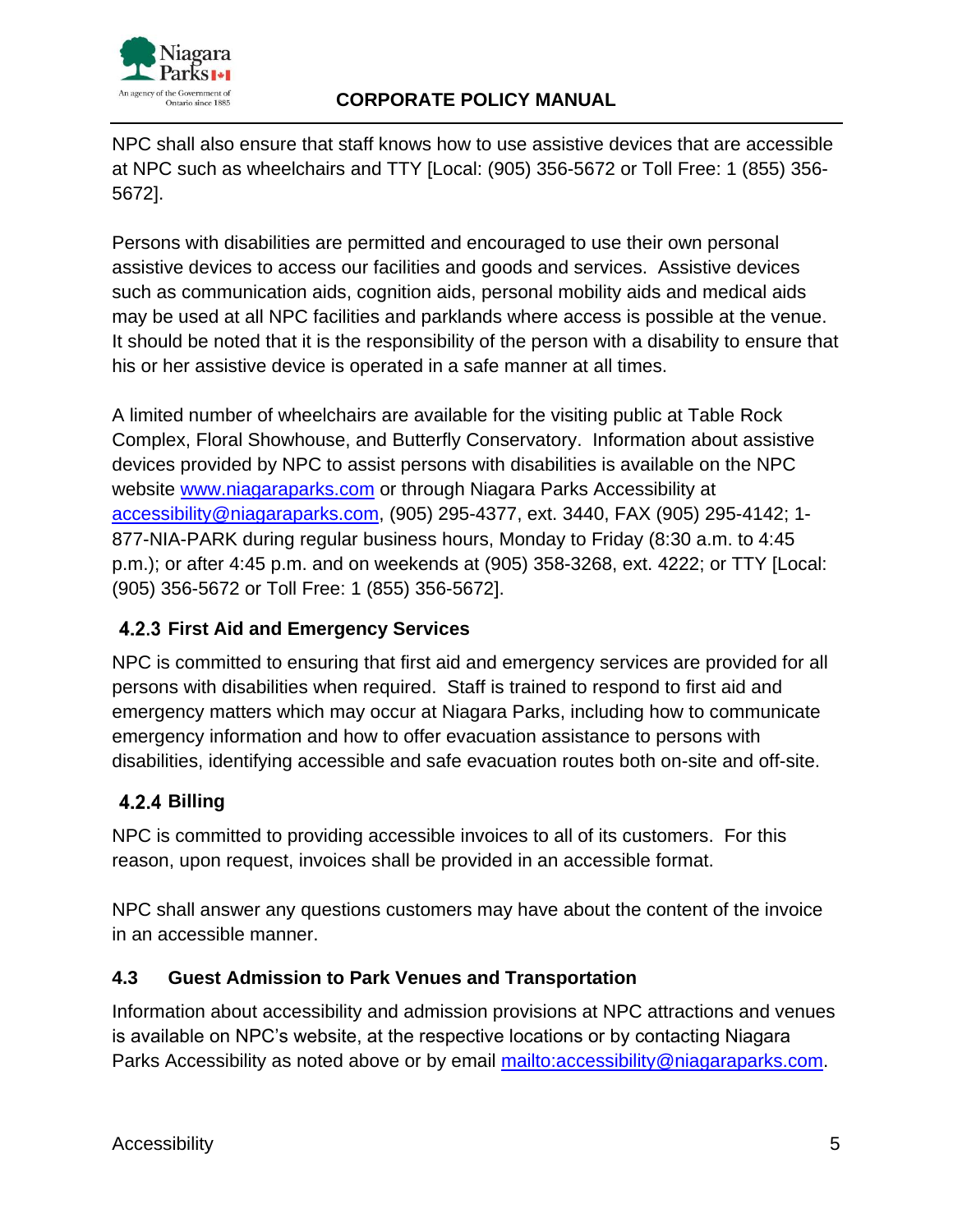NPC shall also ensure that staff knows how to use assistive devices that are accessible at NPC such as wheelchairs and TTY [Local: (905) 356-5672 or Toll Free: 1 (855) 356-5672].

Persons with disabilities are permitted and encouraged to use their own personal assistive devices to access our facilities and goods and services. Assistive devices such as communication aids, cognition aids, personal mobility aids and medical aids may be used at all NPC facilities and parklands where access is possible at the venue. It should be noted that it is the responsibility of the person with a disability to ensure that his or her assistive device is operated in a safe manner at all times.

A limited number of wheelchairs are available for the visiting public at Table Rock Complex, Floral Showhouse, and Butterfly Conservatory. Information about assistive devices provided by NPC to assist persons with disabilities is available on the NPC website [www.niagaraparks.com](http://www.niagaraparks.com) or through Niagara Parks Accessibility at [accessibility@niagaraparks.com](mailto:accessibility@niagaraparks.com), (905) 295-4377, ext. 3440, FAX (905) 295-4142; 1-877-NIA-PARK during regular business hours, Monday to Friday (8:30 a.m. to 4:45 p.m.); or after 4:45 p.m. and on weekends at (905) 358-3268, ext. 4222; or TTY [Local: (905) 356-5672 or Toll Free: 1 (855) 356-5672].

### 4.2.3 First Aid and Emergency Services

NPC is committed to ensuring that first aid and emergency services are provided for all persons with disabilities when required. Staff is trained to respond to first aid and emergency matters which may occur at Niagara Parks, including how to communicate emergency information and how to offer evacuation assistance to persons with disabilities, identifying accessible and safe evacuation routes both on-site and off-site.

### 4.2.4 Billing

NPC is committed to providing accessible invoices to all of its customers. For this reason, upon request, invoices shall be provided in an accessible format.

NPC shall answer any questions customers may have about the content of the invoice in an accessible manner.

## 4.3 Guest Admission to Park Venues and Transportation

Information about accessibility and admission provisions at NPC attractions and venues is available on NPC's website, at the respective locations or by contacting Niagara Parks Accessibility as noted above or by email [mailto:accessibility@niagaraparks.com](mailto:accessibility@niagaraparks.com).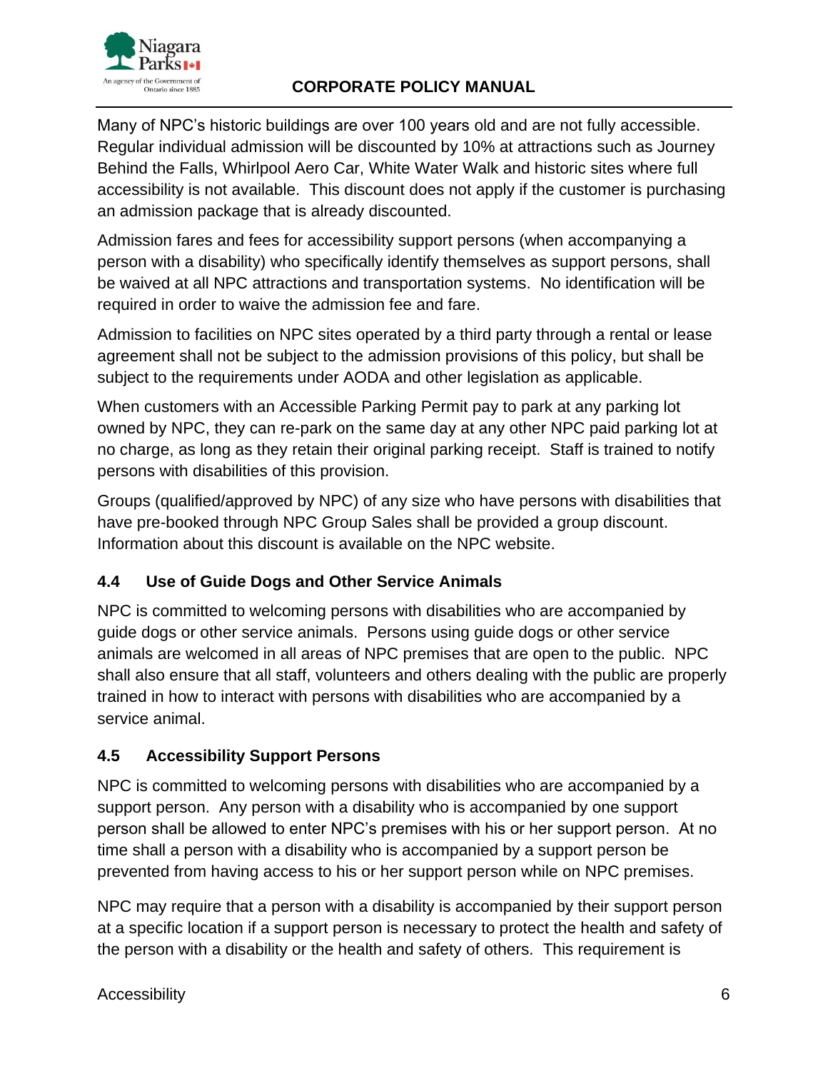Many of NPC's historic buildings are over 100 years old and are not fully accessible. Regular individual admission will be discounted by 10% at attractions such as Journey Behind the Falls, Whirlpool Aero Car, White Water Walk and historic sites where full accessibility is not available. This discount does not apply if the customer is purchasing an admission package that is already discounted.

Admission fares and fees for accessibility support persons (when accompanying a person with a disability) who specifically identify themselves as support persons, shall be waived at all NPC attractions and transportation systems. No identification will be required in order to waive the admission fee and fare.

Admission to facilities on NPC sites operated by a third party through a rental or lease agreement shall not be subject to the admission provisions of this policy, but shall be subject to the requirements under AODA and other legislation as applicable.

When customers with an Accessible Parking Permit pay to park at any parking lot owned by NPC, they can re-park on the same day at any other NPC paid parking lot at no charge, as long as they retain their original parking receipt. Staff is trained to notify persons with disabilities of this provision.

Groups (qualified/approved by NPC) of any size who have persons with disabilities that have pre-booked through NPC Group Sales shall be provided a group discount. Information about this discount is available on the NPC website.

### 4.4 Use of Guide Dogs and Other Service Animals

NPC is committed to welcoming persons with disabilities who are accompanied by guide dogs or other service animals. Persons using guide dogs or other service animals are welcomed in all areas of NPC premises that are open to the public. NPC shall also ensure that all staff, volunteers and others dealing with the public are properly trained in how to interact with persons with disabilities who are accompanied by a service animal.

### 4.5 Accessibility Support Persons

NPC is committed to welcoming persons with disabilities who are accompanied by a support person. Any person with a disability who is accompanied by one support person shall be allowed to enter NPC's premises with his or her support person. At no time shall a person with a disability who is accompanied by a support person be prevented from having access to his or her support person while on NPC premises.

NPC may require that a person with a disability is accompanied by their support person at a specific location if a support person is necessary to protect the health and safety of the person with a disability or the health and safety of others. This requirement is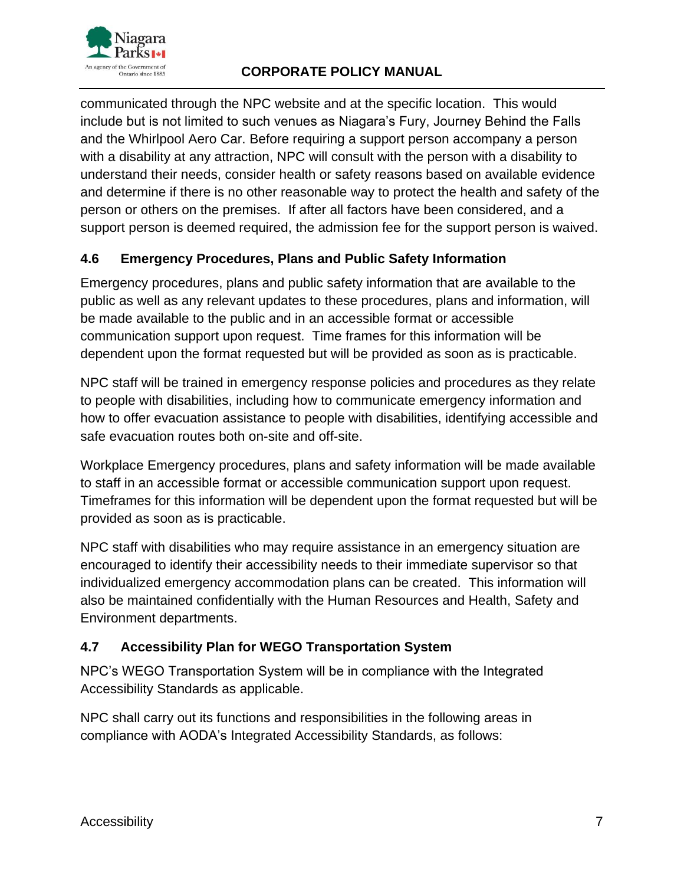communicated through the NPC website and at the specific location. This would include but is not limited to such venues as Niagara's Fury, Journey Behind the Falls and the Whirlpool Aero Car. Before requiring a support person accompany a person with a disability at any attraction, NPC will consult with the person with a disability to understand their needs, consider health or safety reasons based on available evidence and determine if there is no other reasonable way to protect the health and safety of the person or others on the premises. If after all factors have been considered, and a support person is deemed required, the admission fee for the support person is waived.

### 4.6 Emergency Procedures, Plans and Public Safety Information

Emergency procedures, plans and public safety information that are available to the public as well as any relevant updates to these procedures, plans and information, will be made available to the public and in an accessible format or accessible communication support upon request. Time frames for this information will be dependent upon the format requested but will be provided as soon as is practicable.

NPC staff will be trained in emergency response policies and procedures as they relate to people with disabilities, including how to communicate emergency information and how to offer evacuation assistance to people with disabilities, identifying accessible and safe evacuation routes both on-site and off-site.

Workplace Emergency procedures, plans and safety information will be made available to staff in an accessible format or accessible communication support upon request. Timeframes for this information will be dependent upon the format requested but will be provided as soon as is practicable.

NPC staff with disabilities who may require assistance in an emergency situation are encouraged to identify their accessibility needs to their immediate supervisor so that individualized emergency accommodation plans can be created. This information will also be maintained confidentially with the Human Resources and Health, Safety and Environment departments.

### 4.7 Accessibility Plan for WEGO Transportation System

NPC's WEGO Transportation System will be in compliance with the Integrated Accessibility Standards as applicable.

NPC shall carry out its functions and responsibilities in the following areas in compliance with AODA's Integrated Accessibility Standards, as follows: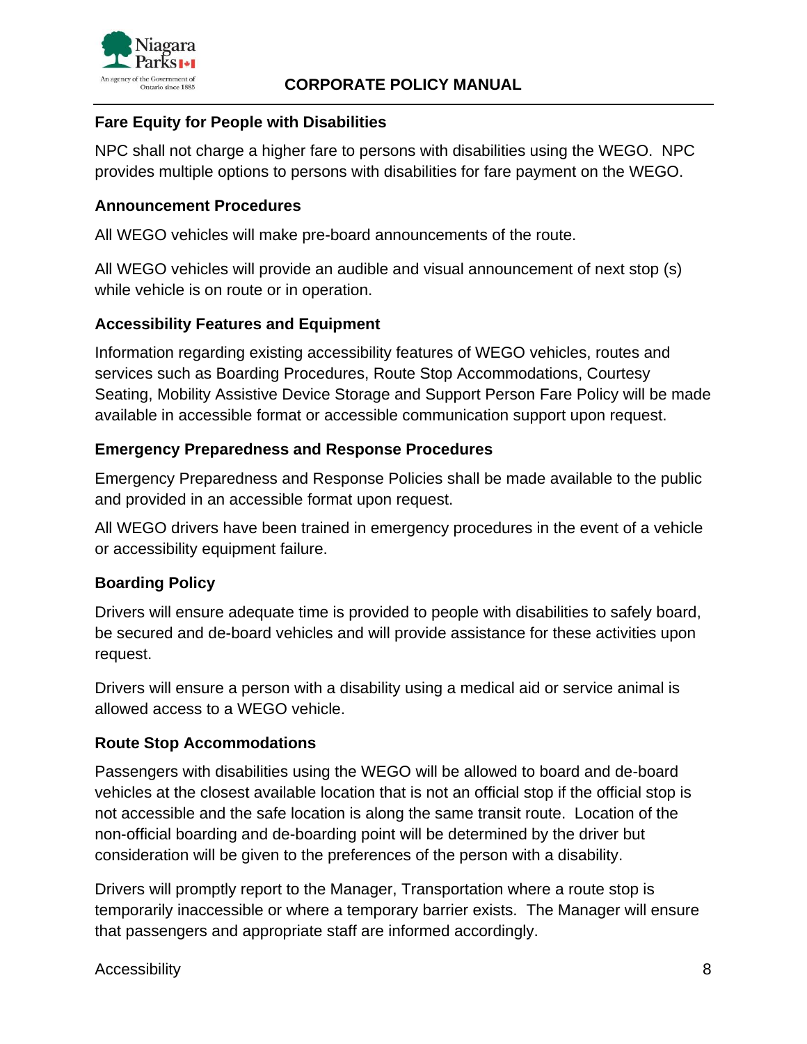### Fare Equity for People with Disabilities

NPC shall not charge a higher fare to persons with disabilities using the WEGO. NPC provides multiple options to persons with disabilities for fare payment on the WEGO.

### Announcement Procedures

All WEGO vehicles will make pre-board announcements of the route.

All WEGO vehicles will provide an audible and visual announcement of next stop (s) while vehicle is on route or in operation.

### Accessibility Features and Equipment

Information regarding existing accessibility features of WEGO vehicles, routes and services such as Boarding Procedures, Route Stop Accommodations, Courtesy Seating, Mobility Assistive Device Storage and Support Person Fare Policy will be made available in accessible format or accessible communication support upon request.

### Emergency Preparedness and Response Procedures

Emergency Preparedness and Response Policies shall be made available to the public and provided in an accessible format upon request.

All WEGO drivers have been trained in emergency procedures in the event of a vehicle or accessibility equipment failure.

### Boarding Policy

Drivers will ensure adequate time is provided to people with disabilities to safely board, be secured and de-board vehicles and will provide assistance for these activities upon request.

Drivers will ensure a person with a disability using a medical aid or service animal is allowed access to a WEGO vehicle.

### Route Stop Accommodations

Passengers with disabilities using the WEGO will be allowed to board and de-board vehicles at the closest available location that is not an official stop if the official stop is not accessible and the safe location is along the same transit route. Location of the non-official boarding and de-boarding point will be determined by the driver but consideration will be given to the preferences of the person with a disability.

Drivers will promptly report to the Manager, Transportation where a route stop is temporarily inaccessible or where a temporary barrier exists. The Manager will ensure that passengers and appropriate staff are informed accordingly.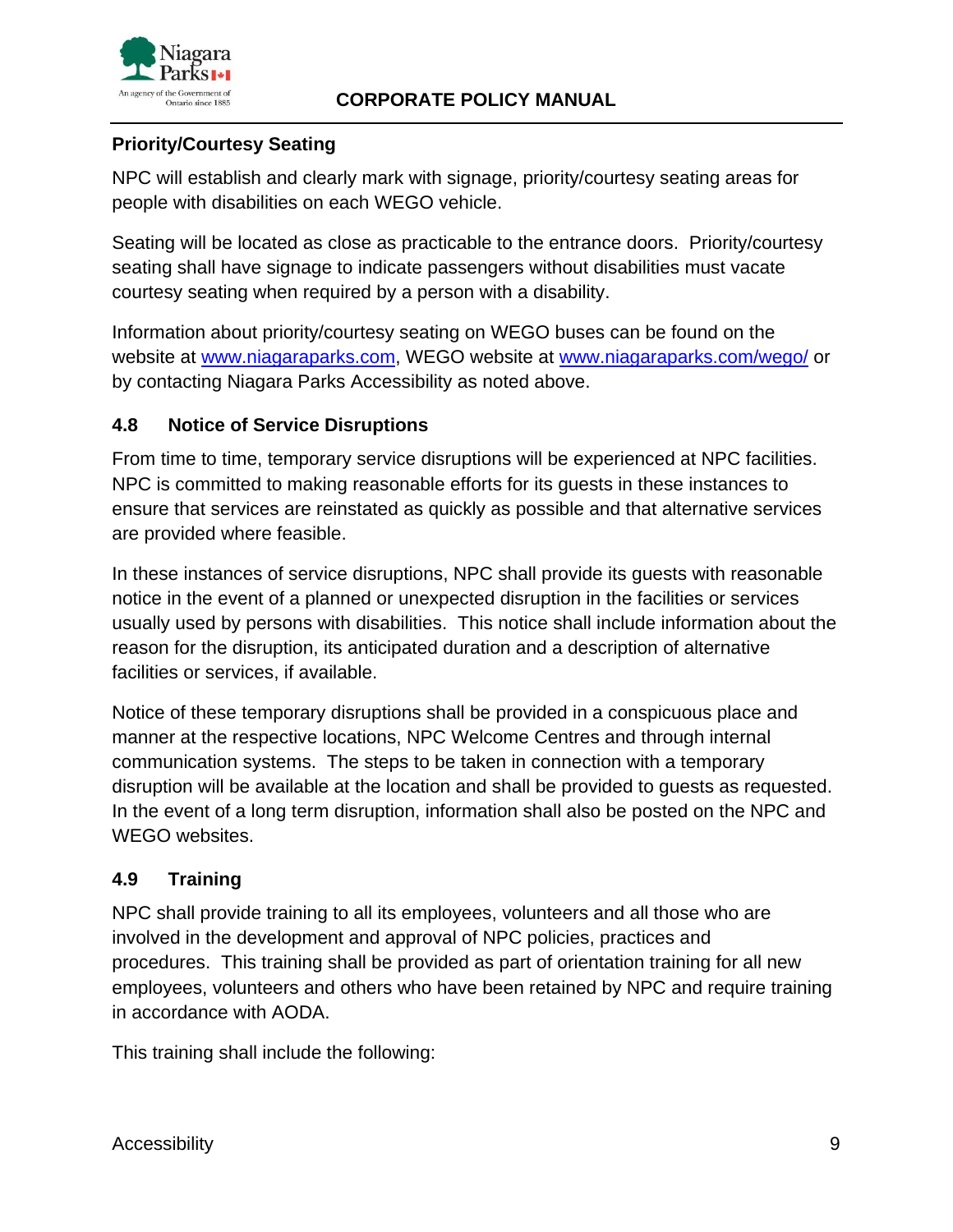**Priority/Courtesy Seating**

NPC will establish and clearly mark with signage, priority/courtesy seating areas for people with disabilities on each WEGO vehicle.

Seating will be located as close as practicable to the entrance doors. Priority/courtesy seating shall have signage to indicate passengers without disabilities must vacate courtesy seating when required by a person with a disability.

Information about priority/courtesy seating on WEGO buses can be found on the website at [www.niagaraparks.com](http://www.niagaraparks.com), WEGO website at [www.niagaraparks.com/wego/](http://www.niagaraparks.com/wego/) or by contacting Niagara Parks Accessibility as noted above.

### 4.8 Notice of Service Disruptions

From time to time, temporary service disruptions will be experienced at NPC facilities. NPC is committed to making reasonable efforts for its guests in these instances to ensure that services are reinstated as quickly as possible and that alternative services are provided where feasible.

In these instances of service disruptions, NPC shall provide its guests with reasonable notice in the event of a planned or unexpected disruption in the facilities or services usually used by persons with disabilities. This notice shall include information about the reason for the disruption, its anticipated duration and a description of alternative facilities or services, if available.

Notice of these temporary disruptions shall be provided in a conspicuous place and manner at the respective locations, NPC Welcome Centres and through internal communication systems. The steps to be taken in connection with a temporary disruption will be available at the location and shall be provided to guests as requested. In the event of a long term disruption, information shall also be posted on the NPC and WEGO websites.

### 4.9 Training

NPC shall provide training to all its employees, volunteers and all those who are involved in the development and approval of NPC policies, practices and procedures. This training shall be provided as part of orientation training for all new employees, volunteers and others who have been retained by NPC and require training in accordance with AODA.

This training shall include the following: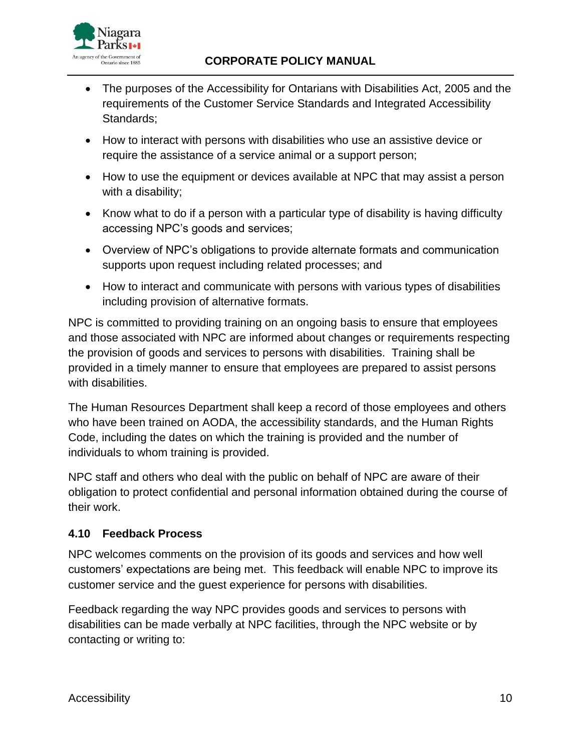- The purposes of the Accessibility for Ontarians with Disabilities Act, 2005 and the requirements of the Customer Service Standards and Integrated Accessibility Standards;
- How to interact with persons with disabilities who use an assistive device or require the assistance of a service animal or a support person;
- How to use the equipment or devices available at NPC that may assist a person with a disability;
- Know what to do if a person with a particular type of disability is having difficulty accessing NPC's goods and services;
- Overview of NPC's obligations to provide alternate formats and communication supports upon request including related processes; and
- How to interact and communicate with persons with various types of disabilities including provision of alternative formats.

NPC is committed to providing training on an ongoing basis to ensure that employees and those associated with NPC are informed about changes or requirements respecting the provision of goods and services to persons with disabilities. Training shall be provided in a timely manner to ensure that employees are prepared to assist persons with disabilities.

The Human Resources Department shall keep a record of those employees and others who have been trained on AODA, the accessibility standards, and the Human Rights Code, including the dates on which the training is provided and the number of individuals to whom training is provided.

NPC staff and others who deal with the public on behalf of NPC are aware of their obligation to protect confidential and personal information obtained during the course of their work.

### 4.10 Feedback Process

NPC welcomes comments on the provision of its goods and services and how well customers' expectations are being met. This feedback will enable NPC to improve its customer service and the guest experience for persons with disabilities.

Feedback regarding the way NPC provides goods and services to persons with disabilities can be made verbally at NPC facilities, through the NPC website or by contacting or writing to: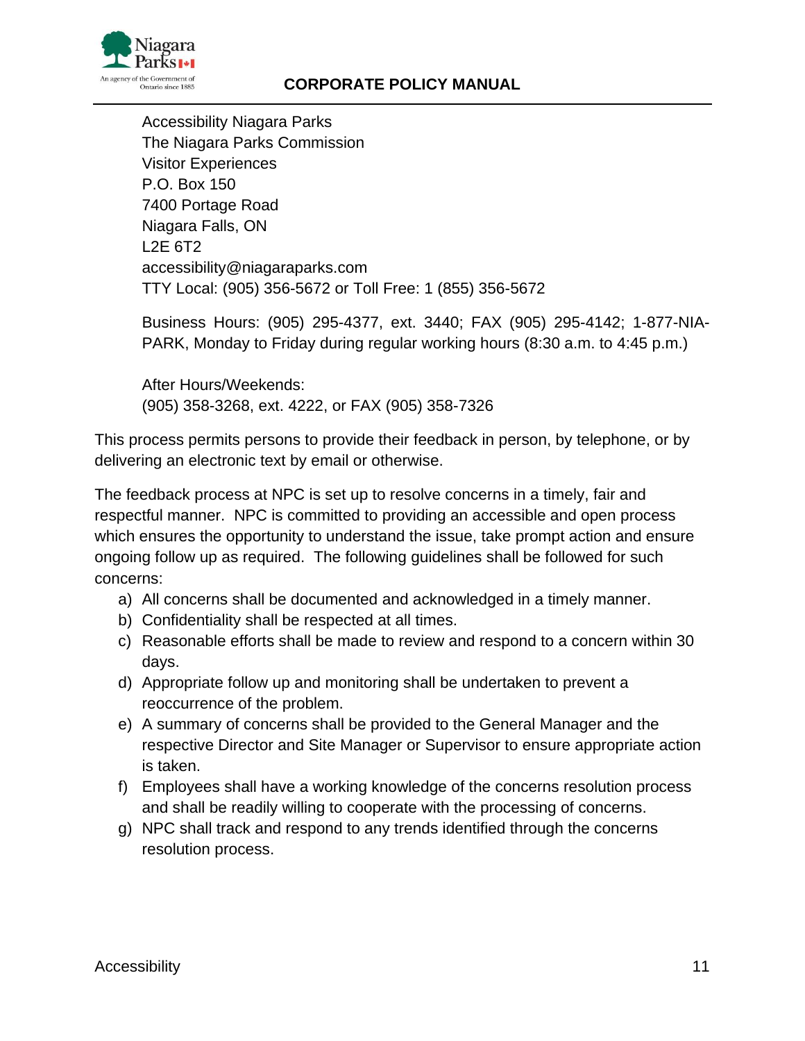Accessibility Niagara Parks
The Niagara Parks Commission
Visitor Experiences
P.O. Box 150
7400 Portage Road
Niagara Falls, ON
L2E 6T2
accessibility@niagaraparks.com
TTY Local: (905) 356-5672 or Toll Free: 1 (855) 356-5672

Business Hours: (905) 295-4377, ext. 3440; FAX (905) 295-4142; 1-877-NIA-PARK, Monday to Friday during regular working hours (8:30 a.m. to 4:45 p.m.)

After Hours/Weekends:
(905) 358-3268, ext. 4222, or FAX (905) 358-7326

This process permits persons to provide their feedback in person, by telephone, or by delivering an electronic text by email or otherwise.

The feedback process at NPC is set up to resolve concerns in a timely, fair and respectful manner. NPC is committed to providing an accessible and open process which ensures the opportunity to understand the issue, take prompt action and ensure ongoing follow up as required. The following guidelines shall be followed for such concerns:

a) All concerns shall be documented and acknowledged in a timely manner.
b) Confidentiality shall be respected at all times.
c) Reasonable efforts shall be made to review and respond to a concern within 30 days.
d) Appropriate follow up and monitoring shall be undertaken to prevent a reoccurrence of the problem.
e) A summary of concerns shall be provided to the General Manager and the respective Director and Site Manager or Supervisor to ensure appropriate action is taken.
f) Employees shall have a working knowledge of the concerns resolution process and shall be readily willing to cooperate with the processing of concerns.
g) NPC shall track and respond to any trends identified through the concerns resolution process.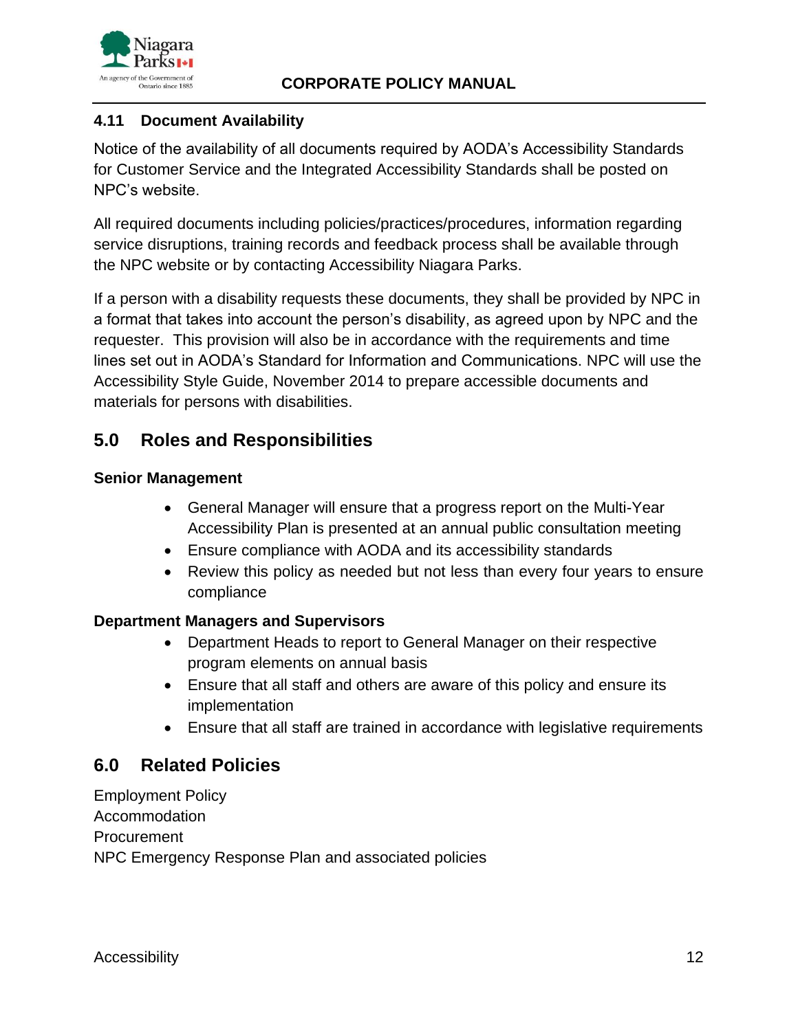### 4.11 Document Availability

Notice of the availability of all documents required by AODA's Accessibility Standards for Customer Service and the Integrated Accessibility Standards shall be posted on NPC's website.

All required documents including policies/practices/procedures, information regarding service disruptions, training records and feedback process shall be available through the NPC website or by contacting Accessibility Niagara Parks.

If a person with a disability requests these documents, they shall be provided by NPC in a format that takes into account the person's disability, as agreed upon by NPC and the requester. This provision will also be in accordance with the requirements and time lines set out in AODA's Standard for Information and Communications. NPC will use the Accessibility Style Guide, November 2014 to prepare accessible documents and materials for persons with disabilities.

## 5.0 Roles and Responsibilities

**Senior Management**

- General Manager will ensure that a progress report on the Multi-Year Accessibility Plan is presented at an annual public consultation meeting
- Ensure compliance with AODA and its accessibility standards
- Review this policy as needed but not less than every four years to ensure compliance

**Department Managers and Supervisors**

- Department Heads to report to General Manager on their respective program elements on annual basis
- Ensure that all staff and others are aware of this policy and ensure its implementation
- Ensure that all staff are trained in accordance with legislative requirements

## 6.0 Related Policies

Employment Policy
Accommodation
Procurement
NPC Emergency Response Plan and associated policies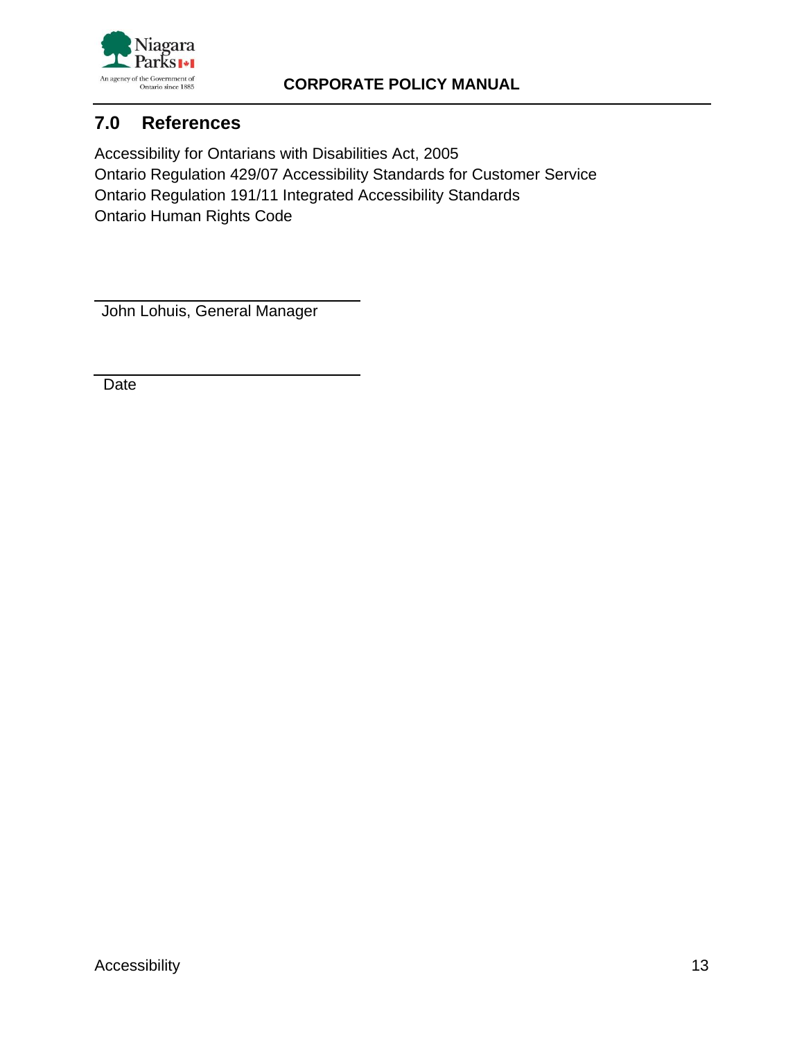## 7.0 References

Accessibility for Ontarians with Disabilities Act, 2005
Ontario Regulation 429/07 Accessibility Standards for Customer Service
Ontario Regulation 191/11 Integrated Accessibility Standards
Ontario Human Rights Code

\_\_\_\_\_\_\_\_\_\_\_\_\_\_\_\_\_\_\_\_\_\_\_\_\_\_\_\_\_\_\_\_\_\_\_\_\_\_\_\_

John Lohuis, General Manager

\_\_\_\_\_\_\_\_\_\_\_\_\_\_\_\_\_\_\_\_\_\_\_\_\_\_\_\_\_\_\_\_\_\_\_\_\_\_\_\_

Date